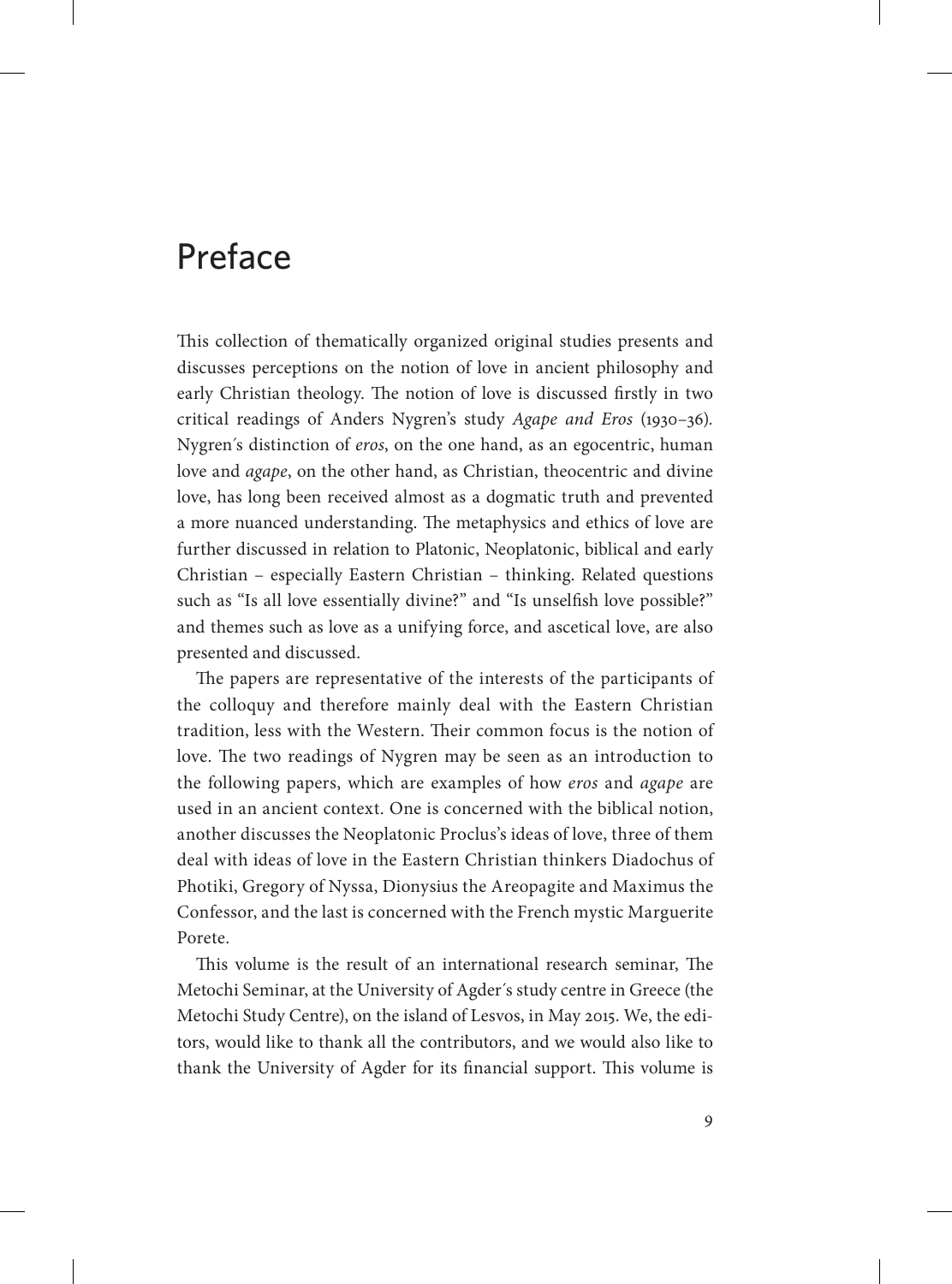# Preface

This collection of thematically organized original studies presents and discusses perceptions on the notion of love in ancient philosophy and early Christian theology. The notion of love is discussed firstly in two critical readings of Anders Nygren's study *Agape and Eros* (1930–36). Nygren´s distinction of *eros*, on the one hand, as an egocentric, human love and *agape*, on the other hand, as Christian, theocentric and divine love, has long been received almost as a dogmatic truth and prevented a more nuanced understanding. The metaphysics and ethics of love are further discussed in relation to Platonic, Neoplatonic, biblical and early Christian – especially Eastern Christian – thinking. Related questions such as "Is all love essentially divine?" and "Is unselfish love possible?" and themes such as love as a unifying force, and ascetical love, are also presented and discussed.

The papers are representative of the interests of the participants of the colloquy and therefore mainly deal with the Eastern Christian tradition, less with the Western. Their common focus is the notion of love. The two readings of Nygren may be seen as an introduction to the following papers, which are examples of how *eros* and *agape* are used in an ancient context. One is concerned with the biblical notion, another discusses the Neoplatonic Proclus's ideas of love, three of them deal with ideas of love in the Eastern Christian thinkers Diadochus of Photiki, Gregory of Nyssa, Dionysius the Areopagite and Maximus the Confessor, and the last is concerned with the French mystic Marguerite Porete.

This volume is the result of an international research seminar, The Metochi Seminar, at the University of Agder´s study centre in Greece (the Metochi Study Centre), on the island of Lesvos, in May 2015. We, the editors, would like to thank all the contributors, and we would also like to thank the University of Agder for its financial support. This volume is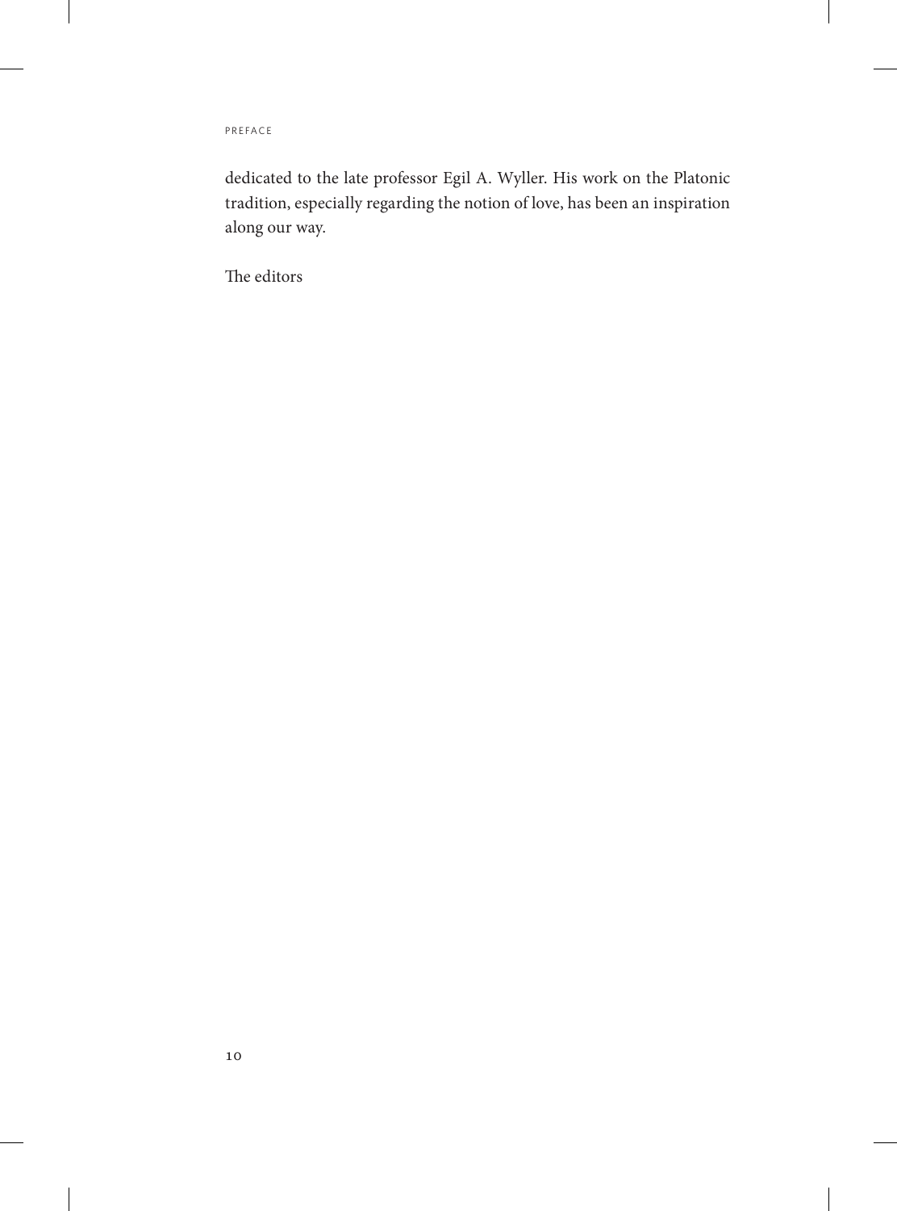dedicated to the late professor Egil A. Wyller. His work on the Platonic tradition, especially regarding the notion of love, has been an inspiration along our way.

The editors